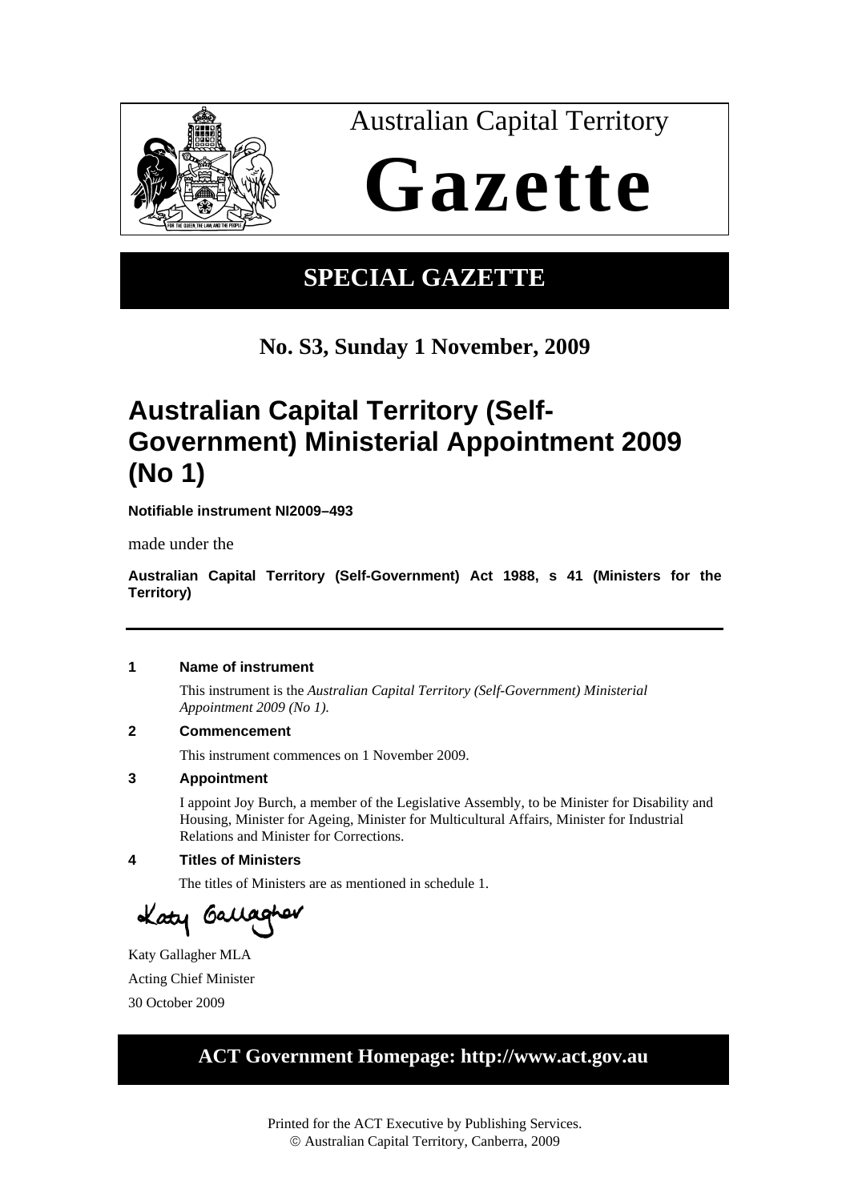Australian Capital Territory

# Gazette

## SPECIAL GAZETTE

**No. S3, Sunday 1 November, 2009**

# Australian Capital Territory (Self-Government) Ministerial Appointment 2009 (No 1)

**Notifiable instrument NI2009–493**

made under the

**Australian Capital Territory (Self-Government) Act 1988, s 41 (Ministers for the Territory)**

---

### 1 Name of instrument

This instrument is the *Australian Capital Territory (Self-Government) Ministerial Appointment 2009 (No 1).*

### 2 Commencement

This instrument commences on 1 November 2009.

### 3 Appointment

I appoint Joy Burch, a member of the Legislative Assembly, to be Minister for Disability and Housing, Minister for Ageing, Minister for Multicultural Affairs, Minister for Industrial Relations and Minister for Corrections.

### 4 Titles of Ministers

The titles of Ministers are as mentioned in schedule 1.

Katy Gallagher MLA
Acting Chief Minister
30 October 2009

**ACT Government Homepage: http://www.act.gov.au**

Printed for the ACT Executive by Publishing Services.
© Australian Capital Territory, Canberra, 2009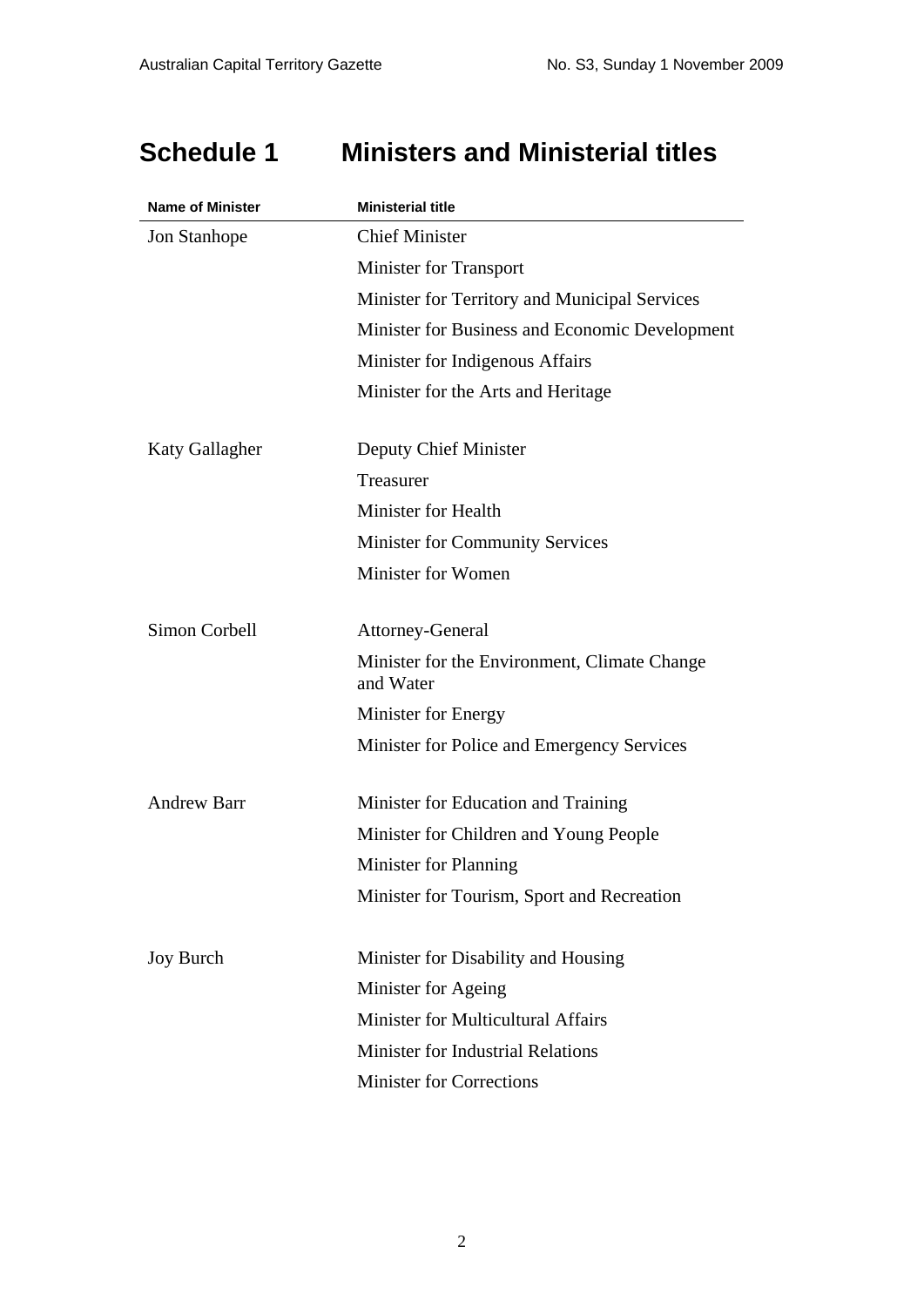# Schedule 1 Ministers and Ministerial titles

| Name of Minister | Ministerial title |
|---|---|
| Jon Stanhope | Chief Minister |
| | Minister for Transport |
| | Minister for Territory and Municipal Services |
| | Minister for Business and Economic Development |
| | Minister for Indigenous Affairs |
| | Minister for the Arts and Heritage |
| Katy Gallagher | Deputy Chief Minister |
| | Treasurer |
| | Minister for Health |
| | Minister for Community Services |
| | Minister for Women |
| Simon Corbell | Attorney-General |
| | Minister for the Environment, Climate Change and Water |
| | Minister for Energy |
| | Minister for Police and Emergency Services |
| Andrew Barr | Minister for Education and Training |
| | Minister for Children and Young People |
| | Minister for Planning |
| | Minister for Tourism, Sport and Recreation |
| Joy Burch | Minister for Disability and Housing |
| | Minister for Ageing |
| | Minister for Multicultural Affairs |
| | Minister for Industrial Relations |
| | Minister for Corrections |